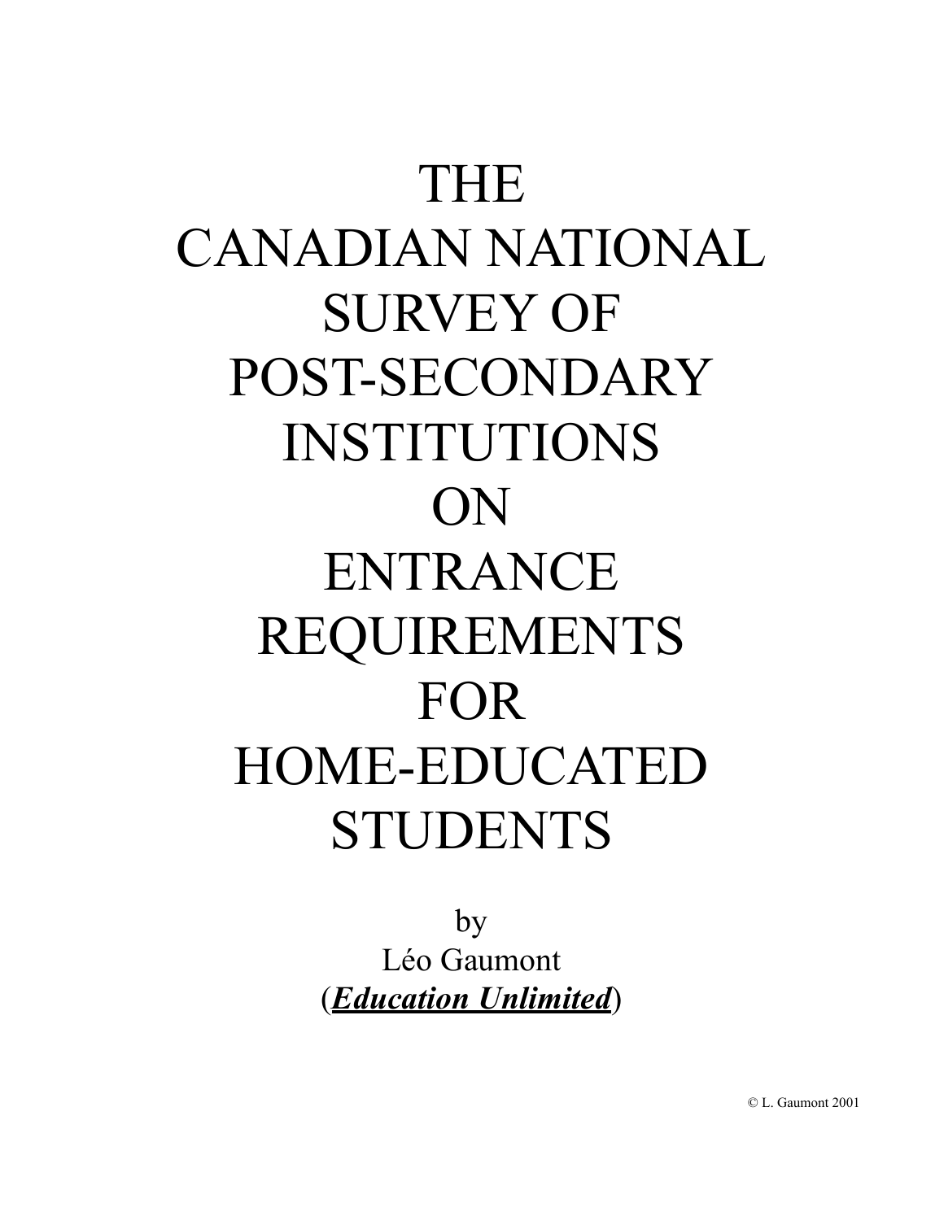# THE CANADIAN NATIONAL SURVEY OF POST-SECONDARY INSTITUTIONS ON ENTRANCE REQUIREMENTS FOR HOME-EDUCATED STUDENTS

by

Léo Gaumont

(***Education Unlimited***)

© L. Gaumont 2001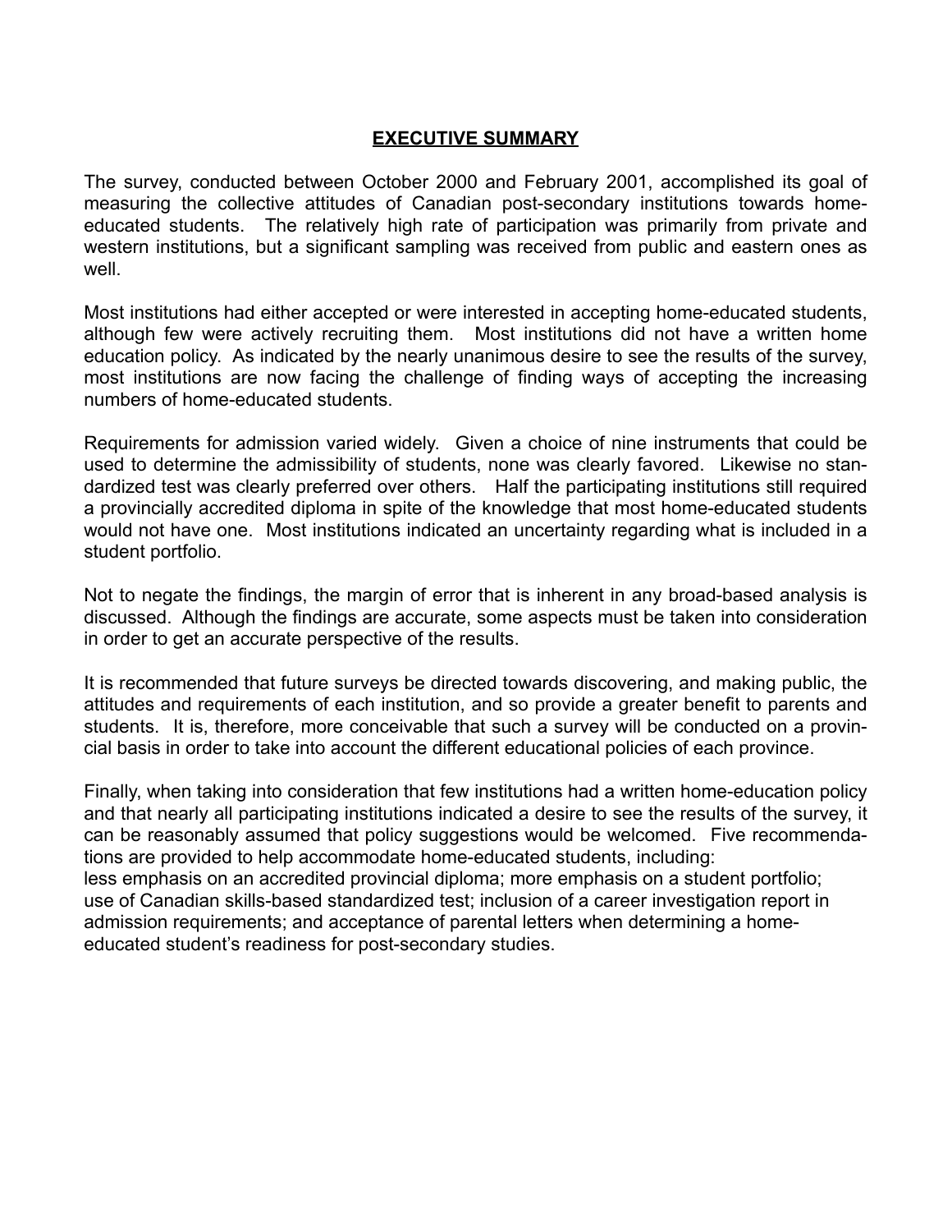## EXECUTIVE SUMMARY

The survey, conducted between October 2000 and February 2001, accomplished its goal of measuring the collective attitudes of Canadian post-secondary institutions towards home-educated students. The relatively high rate of participation was primarily from private and western institutions, but a significant sampling was received from public and eastern ones as well.

Most institutions had either accepted or were interested in accepting home-educated students, although few were actively recruiting them. Most institutions did not have a written home education policy. As indicated by the nearly unanimous desire to see the results of the survey, most institutions are now facing the challenge of finding ways of accepting the increasing numbers of home-educated students.

Requirements for admission varied widely. Given a choice of nine instruments that could be used to determine the admissibility of students, none was clearly favored. Likewise no standardized test was clearly preferred over others. Half the participating institutions still required a provincially accredited diploma in spite of the knowledge that most home-educated students would not have one. Most institutions indicated an uncertainty regarding what is included in a student portfolio.

Not to negate the findings, the margin of error that is inherent in any broad-based analysis is discussed. Although the findings are accurate, some aspects must be taken into consideration in order to get an accurate perspective of the results.

It is recommended that future surveys be directed towards discovering, and making public, the attitudes and requirements of each institution, and so provide a greater benefit to parents and students. It is, therefore, more conceivable that such a survey will be conducted on a provincial basis in order to take into account the different educational policies of each province.

Finally, when taking into consideration that few institutions had a written home-education policy and that nearly all participating institutions indicated a desire to see the results of the survey, it can be reasonably assumed that policy suggestions would be welcomed. Five recommendations are provided to help accommodate home-educated students, including:
less emphasis on an accredited provincial diploma; more emphasis on a student portfolio; use of Canadian skills-based standardized test; inclusion of a career investigation report in admission requirements; and acceptance of parental letters when determining a home-educated student's readiness for post-secondary studies.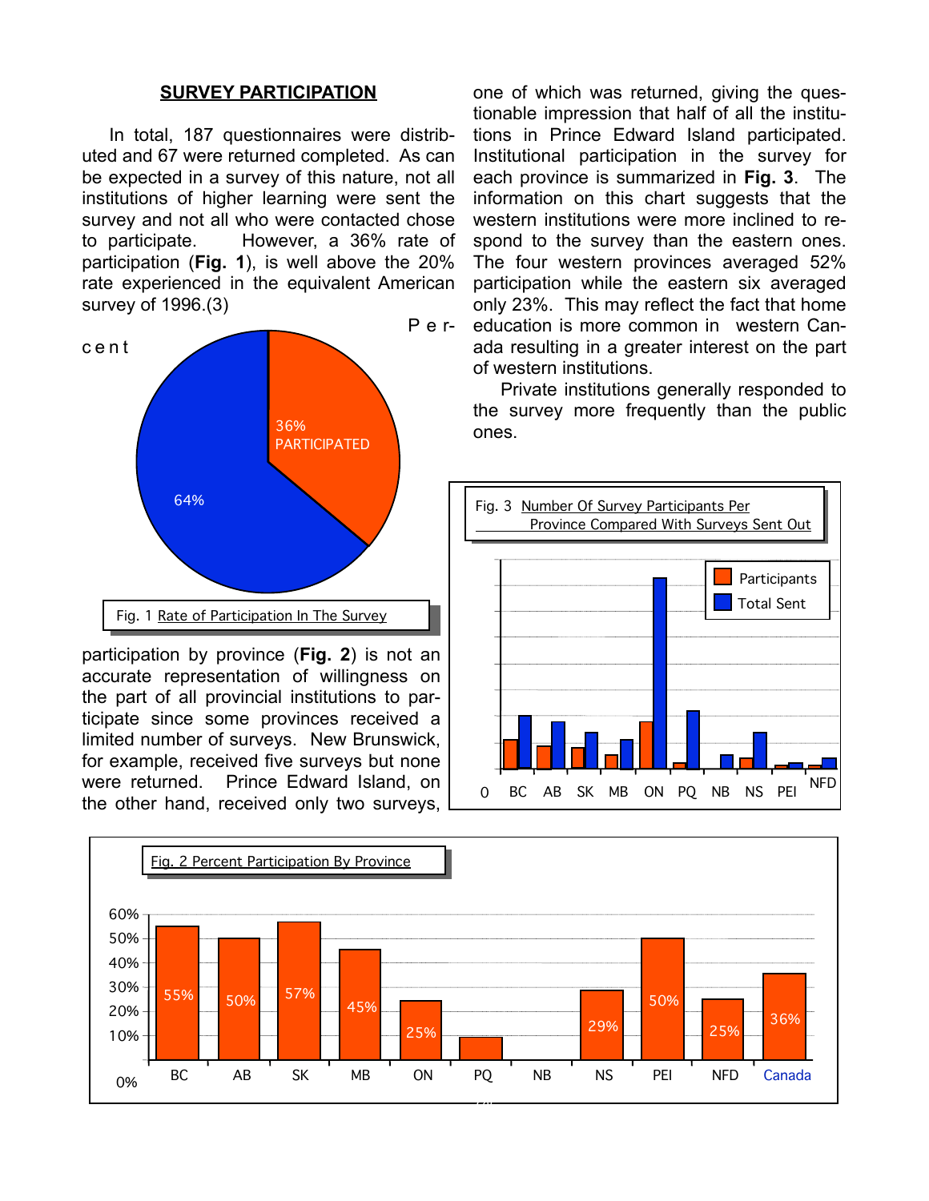## SURVEY PARTICIPATION

In total, 187 questionnaires were distributed and 67 were returned completed. As can be expected in a survey of this nature, not all institutions of higher learning were sent the survey and not all who were contacted chose to participate. However, a 36% rate of participation (**Fig. 1**), is well above the 20% rate experienced in the equivalent American survey of 1996.(3) Percent participation by province (**Fig. 2**) is not an accurate representation of willingness on the part of all provincial institutions to participate since some provinces received a limited number of surveys. New Brunswick, for example, received five surveys but none were returned. Prince Edward Island, on the other hand, received only two surveys, one of which was returned, giving the questionable impression that half of all the institutions in Prince Edward Island participated. Institutional participation in the survey for each province is summarized in **Fig. 3**. The information on this chart suggests that the western institutions were more inclined to respond to the survey than the eastern ones. The four western provinces averaged 52% participation while the eastern six averaged only 23%. This may reflect the fact that home education is more common in western Canada resulting in a greater interest on the part of western institutions.

Private institutions generally responded to the survey more frequently than the public ones.

36% PARTICIPATED
64%

Fig. 1 Rate of Participation In The Survey

Fig. 3 Number Of Survey Participants Per Province Compared With Surveys Sent Out

Participants / Total Sent

0 BC AB SK MB ON PQ NB NS PEI NFD

Fig. 2 Percent Participation By Province

| BC | AB | SK | MB | ON | PQ | NB | NS | PEI | NFD | Canada |
|---|---|---|---|---|---|---|---|---|---|---|
| 55% | 50% | 57% | 45% | 25% | | | 29% | 50% | 25% | 36% |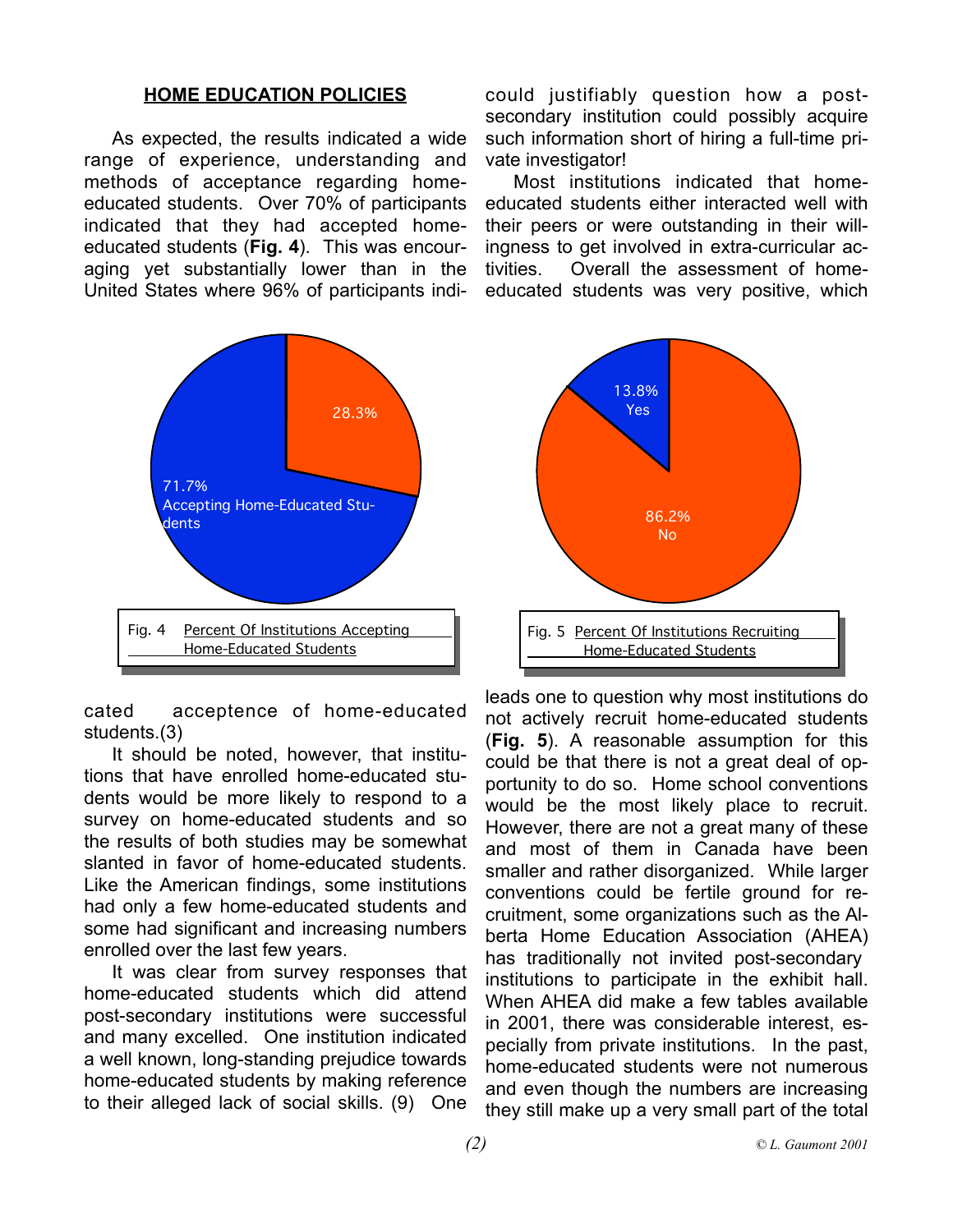## HOME EDUCATION POLICIES

As expected, the results indicated a wide range of experience, understanding and methods of acceptance regarding home-educated students. Over 70% of participants indicated that they had accepted home-educated students (**Fig. 4**). This was encouraging yet substantially lower than in the United States where 96% of participants indicated acceptence of home-educated students.(3)

It should be noted, however, that institutions that have enrolled home-educated students would be more likely to respond to a survey on home-educated students and so the results of both studies may be somewhat slanted in favor of home-educated students. Like the American findings, some institutions had only a few home-educated students and some had significant and increasing numbers enrolled over the last few years.

It was clear from survey responses that home-educated students which did attend post-secondary institutions were successful and many excelled. One institution indicated a well known, long-standing prejudice towards home-educated students by making reference to their alleged lack of social skills. (9) One could justifiably question how a post-secondary institution could possibly acquire such information short of hiring a full-time private investigator!

Most institutions indicated that home-educated students either interacted well with their peers or were outstanding in their willingness to get involved in extra-curricular activities. Overall the assessment of home-educated students was very positive, which leads one to question why most institutions do not actively recruit home-educated students (**Fig. 5**). A reasonable assumption for this could be that there is not a great deal of opportunity to do so. Home school conventions would be the most likely place to recruit. However, there are not a great many of these and most of them in Canada have been smaller and rather disorganized. While larger conventions could be fertile ground for recruitment, some organizations such as the Alberta Home Education Association (AHEA) has traditionally not invited post-secondary institutions to participate in the exhibit hall. When AHEA did make a few tables available in 2001, there was considerable interest, especially from private institutions. In the past, home-educated students were not numerous and even though the numbers are increasing they still make up a very small part of the total

28.3%

71.7% Accepting Home-Educated Students

Fig. 4 Percent Of Institutions Accepting Home-Educated Students

13.8% Yes

86.2% No

Fig. 5 Percent Of Institutions Recruiting Home-Educated Students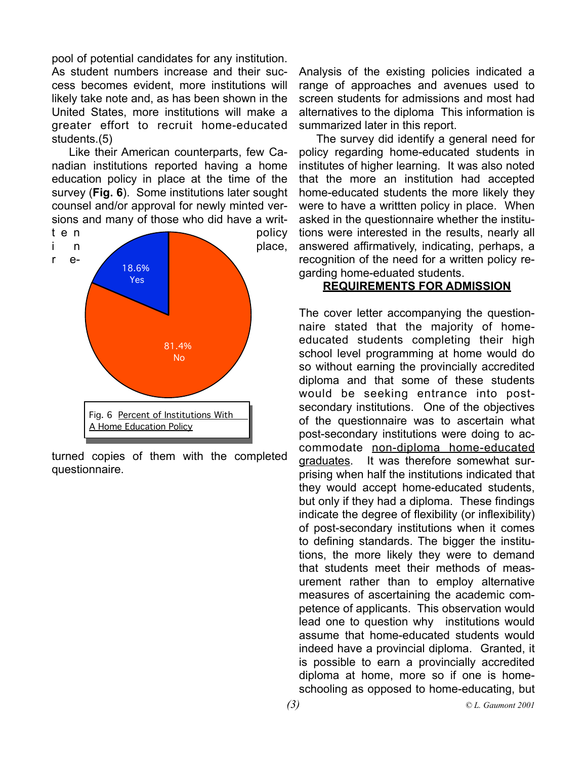pool of potential candidates for any institution. As student numbers increase and their success becomes evident, more institutions will likely take note and, as has been shown in the United States, more institutions will make a greater effort to recruit home-educated students.(5)

Like their American counterparts, few Canadian institutions reported having a home education policy in place at the time of the survey (**Fig. 6**). Some institutions later sought counsel and/or approval for newly minted versions and many of those who did have a written policy in place, returned copies of them with the completed questionnaire.

18.6% Yes

81.4% No

Fig. 6 Percent of Institutions With A Home Education Policy

Analysis of the existing policies indicated a range of approaches and avenues used to screen students for admissions and most had alternatives to the diploma This information is summarized later in this report.

The survey did identify a general need for policy regarding home-educated students in institutes of higher learning. It was also noted that the more an institution had accepted home-educated students the more likely they were to have a writtten policy in place. When asked in the questionnaire whether the institutions were interested in the results, nearly all answered affirmatively, indicating, perhaps, a recognition of the need for a written policy regarding home-eduated students.

## REQUIREMENTS FOR ADMISSION

The cover letter accompanying the questionnaire stated that the majority of home-educated students completing their high school level programming at home would do so without earning the provincially accredited diploma and that some of these students would be seeking entrance into post-secondary institutions. One of the objectives of the questionnaire was to ascertain what post-secondary institutions were doing to accommodate non-diploma home-educated graduates. It was therefore somewhat surprising when half the institutions indicated that they would accept home-educated students, but only if they had a diploma. These findings indicate the degree of flexibility (or inflexibility) of post-secondary institutions when it comes to defining standards. The bigger the institutions, the more likely they were to demand that students meet their methods of measurement rather than to employ alternative measures of ascertaining the academic competence of applicants. This observation would lead one to question why institutions would assume that home-educated students would indeed have a provincial diploma. Granted, it is possible to earn a provincially accredited diploma at home, more so if one is home-schooling as opposed to home-educating, but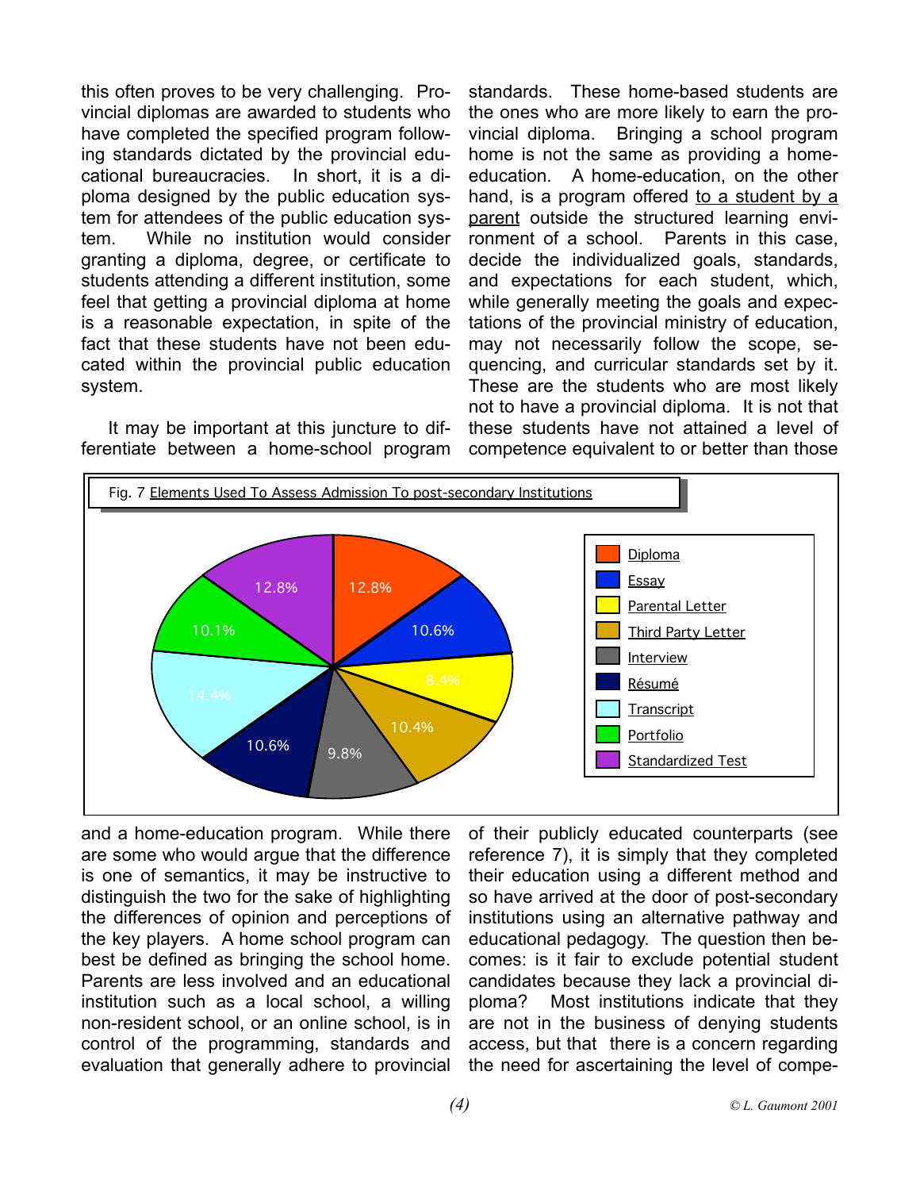this often proves to be very challenging. Provincial diplomas are awarded to students who have completed the specified program following standards dictated by the provincial educational bureaucracies. In short, it is a diploma designed by the public education system for attendees of the public education system. While no institution would consider granting a diploma, degree, or certificate to students attending a different institution, some feel that getting a provincial diploma at home is a reasonable expectation, in spite of the fact that these students have not been educated within the provincial public education system.

It may be important at this juncture to differentiate between a home-school program and a home-education program. While there are some who would argue that the difference is one of semantics, it may be instructive to distinguish the two for the sake of highlighting the differences of opinion and perceptions of the key players. A home school program can best be defined as bringing the school home. Parents are less involved and an educational institution such as a local school, a willing non-resident school, or an online school, is in control of the programming, standards and evaluation that generally adhere to provincial standards. These home-based students are the ones who are more likely to earn the provincial diploma. Bringing a school program home is not the same as providing a home-education. A home-education, on the other hand, is a program offered to a student by a parent outside the structured learning environment of a school. Parents in this case, decide the individualized goals, standards, and expectations for each student, which, while generally meeting the goals and expectations of the provincial ministry of education, may not necessarily follow the scope, sequencing, and curricular standards set by it. These are the students who are most likely not to have a provincial diploma. It is not that these students have not attained a level of competence equivalent to or better than those of their publicly educated counterparts (see reference 7), it is simply that they completed their education using a different method and so have arrived at the door of post-secondary institutions using an alternative pathway and educational pedagogy. The question then becomes: is it fair to exclude potential student candidates because they lack a provincial diploma? Most institutions indicate that they are not in the business of denying students access, but that there is a concern regarding the need for ascertaining the level of compe-

Fig. 7 Elements Used To Assess Admission To post-secondary Institutions

| Element | Percentage |
|---|---|
| Diploma | 12.8% |
| Essay | 10.6% |
| Parental Letter | 8.4% |
| Third Party Letter | 10.4% |
| Interview | 9.8% |
| Résumé | 10.6% |
| Transcript | 14.4% |
| Portfolio | 10.1% |
| Standardized Test | 12.8% |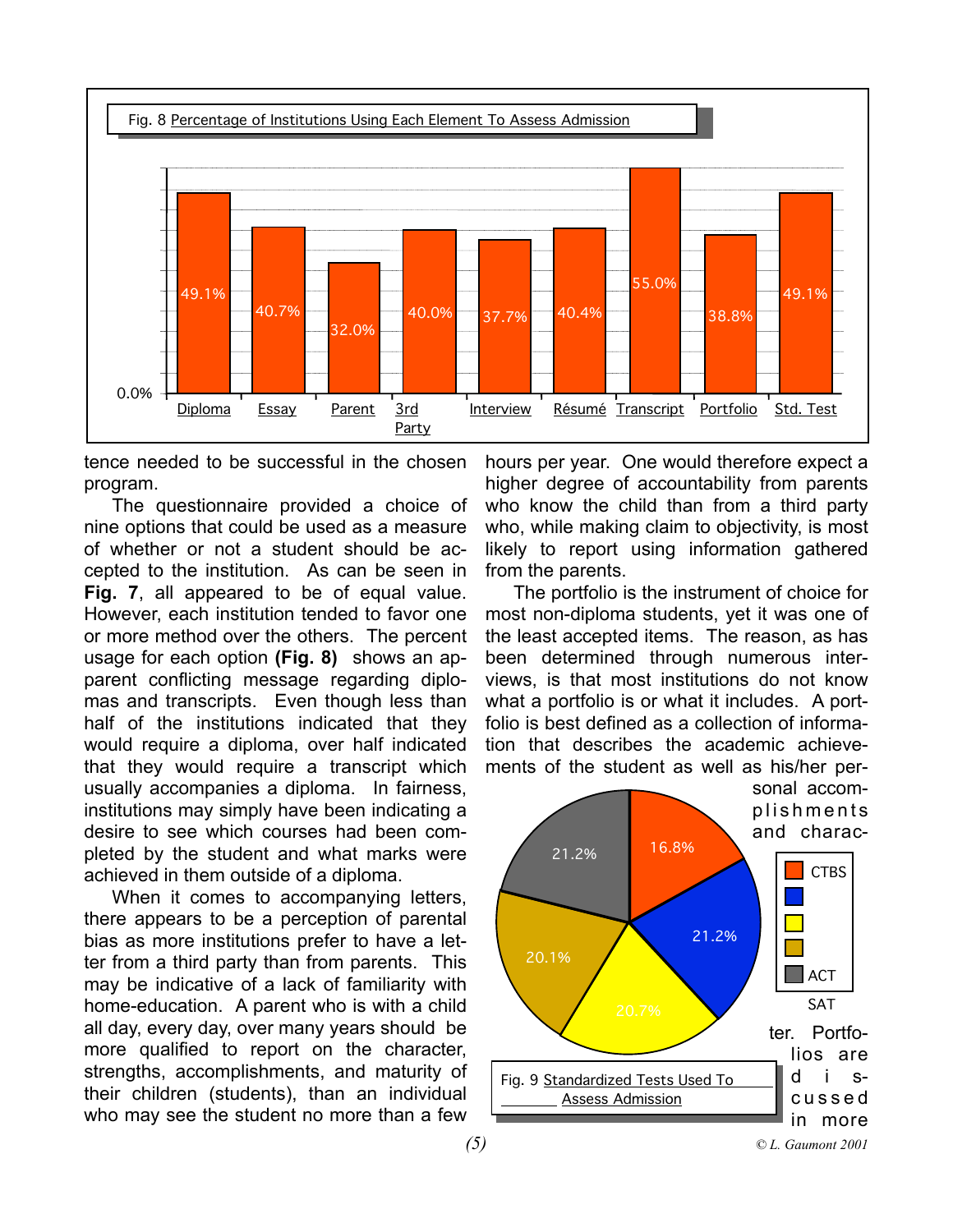Fig. 8 Percentage of Institutions Using Each Element To Assess Admission

| Diploma | Essay | Parent | 3rd Party | Interview | Résumé | Transcript | Portfolio | Std. Test |
|---|---|---|---|---|---|---|---|---|
| 49.1% | 40.7% | 32.0% | 40.0% | 37.7% | 40.4% | 55.0% | 38.8% | 49.1% |

tence needed to be successful in the chosen program.

The questionnaire provided a choice of nine options that could be used as a measure of whether or not a student should be accepted to the institution. As can be seen in **Fig. 7**, all appeared to be of equal value. However, each institution tended to favor one or more method over the others. The percent usage for each option **(Fig. 8)** shows an apparent conflicting message regarding diplomas and transcripts. Even though less than half of the institutions indicated that they would require a diploma, over half indicated that they would require a transcript which usually accompanies a diploma. In fairness, institutions may simply have been indicating a desire to see which courses had been completed by the student and what marks were achieved in them outside of a diploma.

When it comes to accompanying letters, there appears to be a perception of parental bias as more institutions prefer to have a letter from a third party than from parents. This may be indicative of a lack of familiarity with home-education. A parent who is with a child all day, every day, over many years should be more qualified to report on the character, strengths, accomplishments, and maturity of their children (students), than an individual who may see the student no more than a few hours per year. One would therefore expect a higher degree of accountability from parents who know the child than from a third party who, while making claim to objectivity, is most likely to report using information gathered from the parents.

The portfolio is the instrument of choice for most non-diploma students, yet it was one of the least accepted items. The reason, as has been determined through numerous interviews, is that most institutions do not know what a portfolio is or what it includes. A portfolio is best defined as a collection of information that describes the academic achievements of the student as well as his/her personal accomplishments and character. Portfolios are discussed in more

Fig. 9 Standardized Tests Used To Assess Admission

| Test | Percentage |
|---|---|
| CTBS | 16.8% |
| | 21.2% |
| | 20.7% |
| | 20.1% |
| ACT | 21.2% |
| SAT | |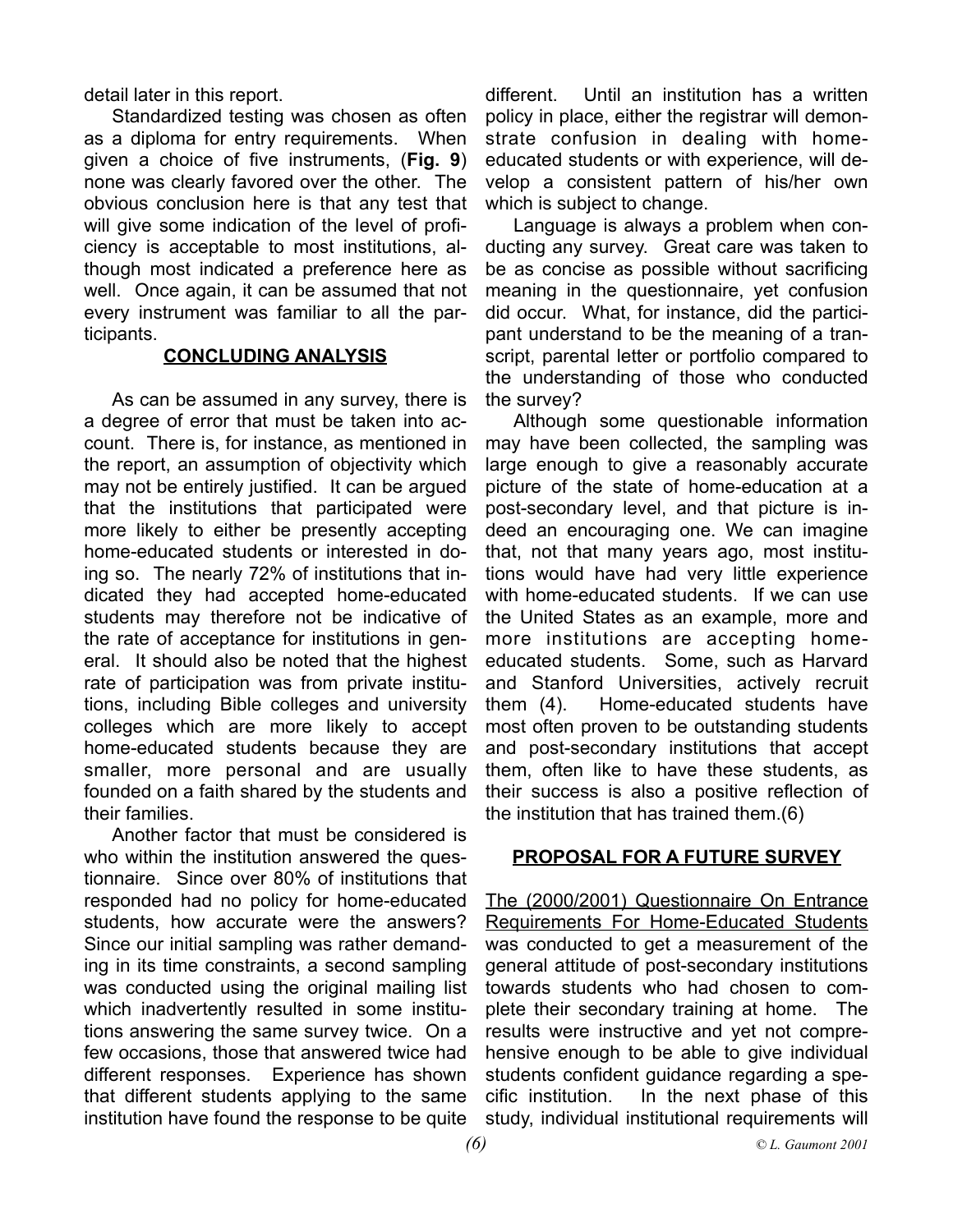detail later in this report.

Standardized testing was chosen as often as a diploma for entry requirements. When given a choice of five instruments, (**Fig. 9**) none was clearly favored over the other. The obvious conclusion here is that any test that will give some indication of the level of proficiency is acceptable to most institutions, although most indicated a preference here as well. Once again, it can be assumed that not every instrument was familiar to all the participants.

## CONCLUDING ANALYSIS

As can be assumed in any survey, there is a degree of error that must be taken into account. There is, for instance, as mentioned in the report, an assumption of objectivity which may not be entirely justified. It can be argued that the institutions that participated were more likely to either be presently accepting home-educated students or interested in doing so. The nearly 72% of institutions that indicated they had accepted home-educated students may therefore not be indicative of the rate of acceptance for institutions in general. It should also be noted that the highest rate of participation was from private institutions, including Bible colleges and university colleges which are more likely to accept home-educated students because they are smaller, more personal and are usually founded on a faith shared by the students and their families.

Another factor that must be considered is who within the institution answered the questionnaire. Since over 80% of institutions that responded had no policy for home-educated students, how accurate were the answers? Since our initial sampling was rather demanding in its time constraints, a second sampling was conducted using the original mailing list which inadvertently resulted in some institutions answering the same survey twice. On a few occasions, those that answered twice had different responses. Experience has shown that different students applying to the same institution have found the response to be quite different. Until an institution has a written policy in place, either the registrar will demonstrate confusion in dealing with home-educated students or with experience, will develop a consistent pattern of his/her own which is subject to change.

Language is always a problem when conducting any survey. Great care was taken to be as concise as possible without sacrificing meaning in the questionnaire, yet confusion did occur. What, for instance, did the participant understand to be the meaning of a transcript, parental letter or portfolio compared to the understanding of those who conducted the survey?

Although some questionable information may have been collected, the sampling was large enough to give a reasonably accurate picture of the state of home-education at a post-secondary level, and that picture is indeed an encouraging one. We can imagine that, not that many years ago, most institutions would have had very little experience with home-educated students. If we can use the United States as an example, more and more institutions are accepting home-educated students. Some, such as Harvard and Stanford Universities, actively recruit them (4). Home-educated students have most often proven to be outstanding students and post-secondary institutions that accept them, often like to have these students, as their success is also a positive reflection of the institution that has trained them.(6)

## PROPOSAL FOR A FUTURE SURVEY

<u>The (2000/2001) Questionnaire On Entrance Requirements For Home-Educated Students</u> was conducted to get a measurement of the general attitude of post-secondary institutions towards students who had chosen to complete their secondary training at home. The results were instructive and yet not comprehensive enough to be able to give individual students confident guidance regarding a specific institution. In the next phase of this study, individual institutional requirements will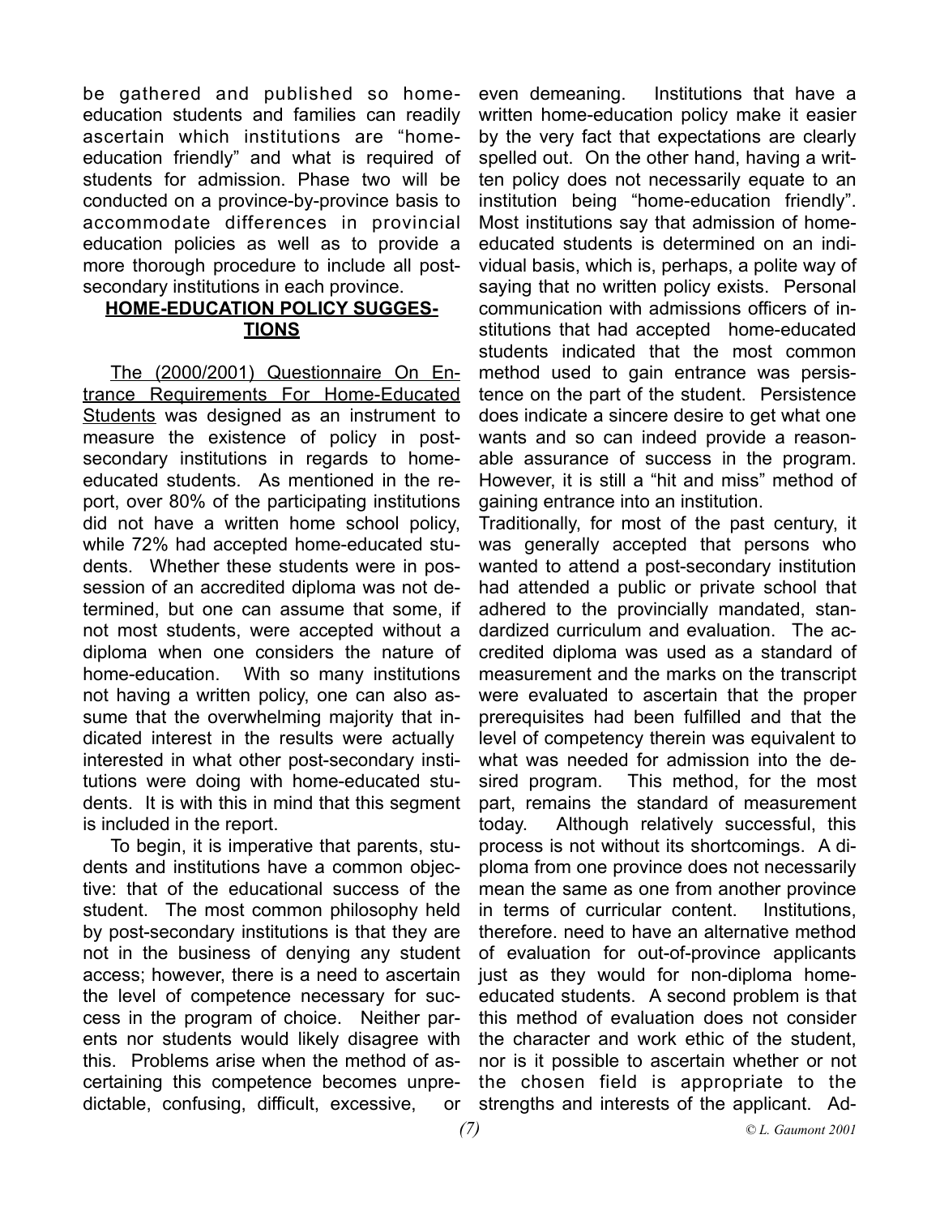be gathered and published so home-education students and families can readily ascertain which institutions are "home-education friendly" and what is required of students for admission. Phase two will be conducted on a province-by-province basis to accommodate differences in provincial education policies as well as to provide a more thorough procedure to include all post-secondary institutions in each province.

## HOME-EDUCATION POLICY SUGGESTIONS

The (2000/2001) Questionnaire On Entrance Requirements For Home-Educated Students was designed as an instrument to measure the existence of policy in post-secondary institutions in regards to home-educated students. As mentioned in the report, over 80% of the participating institutions did not have a written home school policy, while 72% had accepted home-educated students. Whether these students were in possession of an accredited diploma was not determined, but one can assume that some, if not most students, were accepted without a diploma when one considers the nature of home-education. With so many institutions not having a written policy, one can also assume that the overwhelming majority that indicated interest in the results were actually interested in what other post-secondary institutions were doing with home-educated students. It is with this in mind that this segment is included in the report.

To begin, it is imperative that parents, students and institutions have a common objective: that of the educational success of the student. The most common philosophy held by post-secondary institutions is that they are not in the business of denying any student access; however, there is a need to ascertain the level of competence necessary for success in the program of choice. Neither parents nor students would likely disagree with this. Problems arise when the method of ascertaining this competence becomes unpredictable, confusing, difficult, excessive, or even demeaning. Institutions that have a written home-education policy make it easier by the very fact that expectations are clearly spelled out. On the other hand, having a written policy does not necessarily equate to an institution being "home-education friendly". Most institutions say that admission of home-educated students is determined on an individual basis, which is, perhaps, a polite way of saying that no written policy exists. Personal communication with admissions officers of institutions that had accepted home-educated students indicated that the most common method used to gain entrance was persistence on the part of the student. Persistence does indicate a sincere desire to get what one wants and so can indeed provide a reasonable assurance of success in the program. However, it is still a "hit and miss" method of gaining entrance into an institution.

Traditionally, for most of the past century, it was generally accepted that persons who wanted to attend a post-secondary institution had attended a public or private school that adhered to the provincially mandated, standardized curriculum and evaluation. The accredited diploma was used as a standard of measurement and the marks on the transcript were evaluated to ascertain that the proper prerequisites had been fulfilled and that the level of competency therein was equivalent to what was needed for admission into the desired program. This method, for the most part, remains the standard of measurement today. Although relatively successful, this process is not without its shortcomings. A diploma from one province does not necessarily mean the same as one from another province in terms of curricular content. Institutions, therefore. need to have an alternative method of evaluation for out-of-province applicants just as they would for non-diploma home-educated students. A second problem is that this method of evaluation does not consider the character and work ethic of the student, nor is it possible to ascertain whether or not the chosen field is appropriate to the strengths and interests of the applicant. Ad-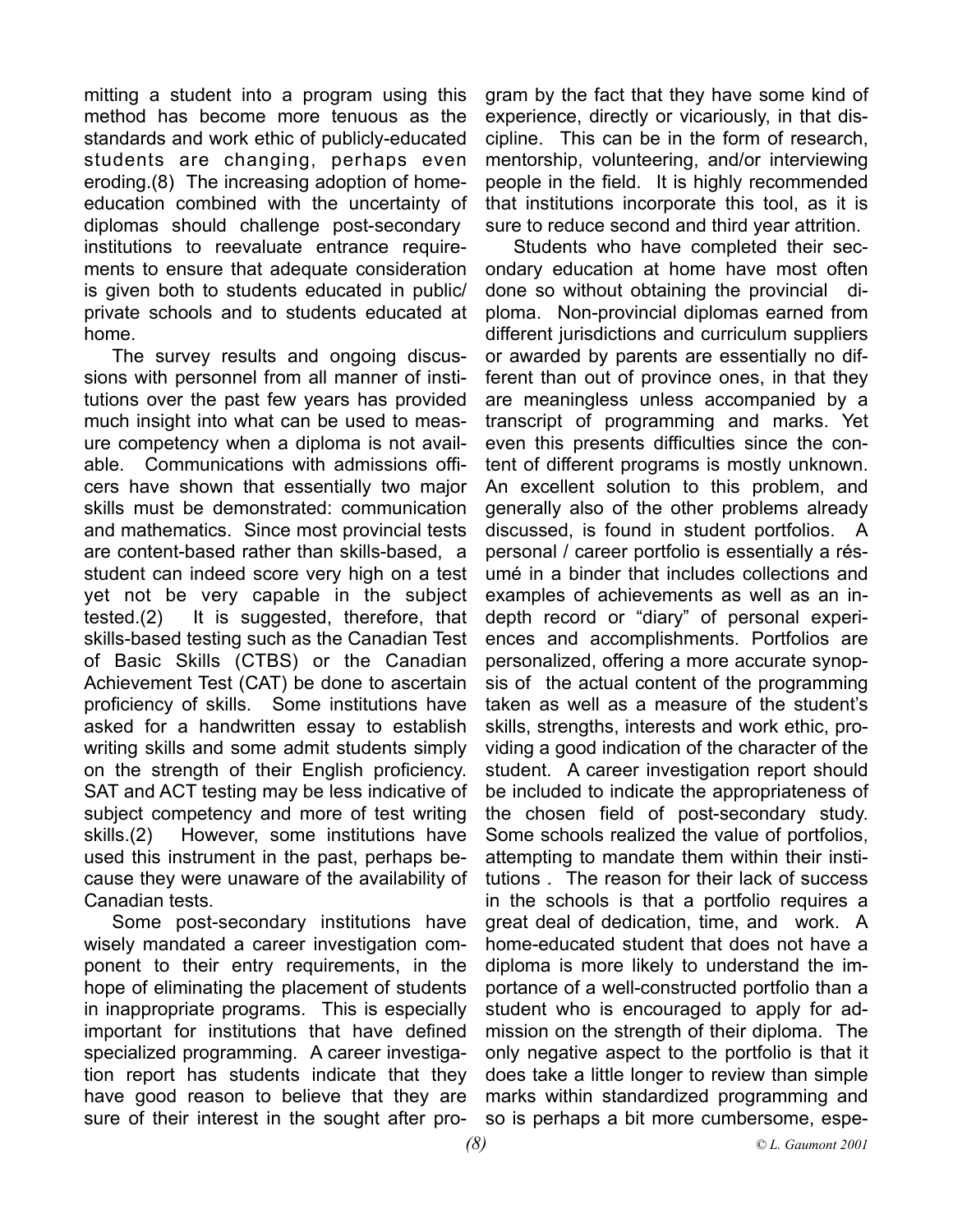mitting a student into a program using this method has become more tenuous as the standards and work ethic of publicly-educated students are changing, perhaps even eroding.(8) The increasing adoption of home-education combined with the uncertainty of diplomas should challenge post-secondary institutions to reevaluate entrance requirements to ensure that adequate consideration is given both to students educated in public/private schools and to students educated at home.

The survey results and ongoing discussions with personnel from all manner of institutions over the past few years has provided much insight into what can be used to measure competency when a diploma is not available. Communications with admissions officers have shown that essentially two major skills must be demonstrated: communication and mathematics. Since most provincial tests are content-based rather than skills-based, a student can indeed score very high on a test yet not be very capable in the subject tested.(2) It is suggested, therefore, that skills-based testing such as the Canadian Test of Basic Skills (CTBS) or the Canadian Achievement Test (CAT) be done to ascertain proficiency of skills. Some institutions have asked for a handwritten essay to establish writing skills and some admit students simply on the strength of their English proficiency. SAT and ACT testing may be less indicative of subject competency and more of test writing skills.(2) However, some institutions have used this instrument in the past, perhaps because they were unaware of the availability of Canadian tests.

Some post-secondary institutions have wisely mandated a career investigation component to their entry requirements, in the hope of eliminating the placement of students in inappropriate programs. This is especially important for institutions that have defined specialized programming. A career investigation report has students indicate that they have good reason to believe that they are sure of their interest in the sought after program by the fact that they have some kind of experience, directly or vicariously, in that discipline. This can be in the form of research, mentorship, volunteering, and/or interviewing people in the field. It is highly recommended that institutions incorporate this tool, as it is sure to reduce second and third year attrition.

Students who have completed their secondary education at home have most often done so without obtaining the provincial diploma. Non-provincial diplomas earned from different jurisdictions and curriculum suppliers or awarded by parents are essentially no different than out of province ones, in that they are meaningless unless accompanied by a transcript of programming and marks. Yet even this presents difficulties since the content of different programs is mostly unknown. An excellent solution to this problem, and generally also of the other problems already discussed, is found in student portfolios. A personal / career portfolio is essentially a résumé in a binder that includes collections and examples of achievements as well as an in-depth record or "diary" of personal experiences and accomplishments. Portfolios are personalized, offering a more accurate synopsis of the actual content of the programming taken as well as a measure of the student's skills, strengths, interests and work ethic, providing a good indication of the character of the student. A career investigation report should be included to indicate the appropriateness of the chosen field of post-secondary study. Some schools realized the value of portfolios, attempting to mandate them within their institutions . The reason for their lack of success in the schools is that a portfolio requires a great deal of dedication, time, and work. A home-educated student that does not have a diploma is more likely to understand the importance of a well-constructed portfolio than a student who is encouraged to apply for admission on the strength of their diploma. The only negative aspect to the portfolio is that it does take a little longer to review than simple marks within standardized programming and so is perhaps a bit more cumbersome, espe-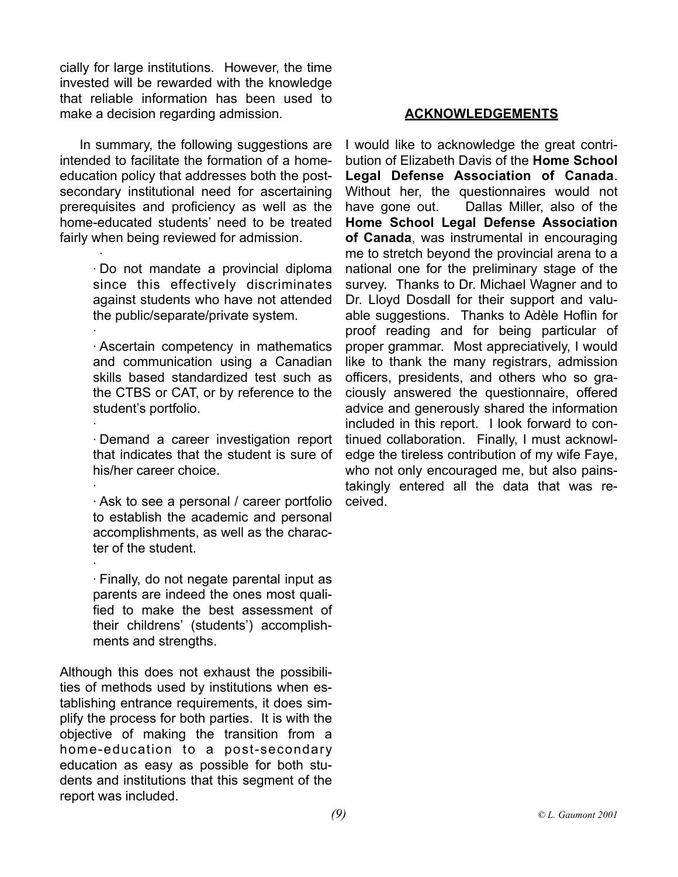cially for large institutions. However, the time invested will be rewarded with the knowledge that reliable information has been used to make a decision regarding admission.

In summary, the following suggestions are intended to facilitate the formation of a home-education policy that addresses both the post-secondary institutional need for ascertaining prerequisites and proficiency as well as the home-educated students' need to be treated fairly when being reviewed for admission.

- Do not mandate a provincial diploma since this effectively discriminates against students who have not attended the public/separate/private system.
- Ascertain competency in mathematics and communication using a Canadian skills based standardized test such as the CTBS or CAT, or by reference to the student's portfolio.
- Demand a career investigation report that indicates that the student is sure of his/her career choice.
- Ask to see a personal / career portfolio to establish the academic and personal accomplishments, as well as the character of the student.
- Finally, do not negate parental input as parents are indeed the ones most qualified to make the best assessment of their childrens' (students') accomplishments and strengths.

Although this does not exhaust the possibilities of methods used by institutions when establishing entrance requirements, it does simplify the process for both parties. It is with the objective of making the transition from a home-education to a post-secondary education as easy as possible for both students and institutions that this segment of the report was included.

## ACKNOWLEDGEMENTS

I would like to acknowledge the great contribution of Elizabeth Davis of the **Home School Legal Defense Association of Canada**. Without her, the questionnaires would not have gone out. Dallas Miller, also of the **Home School Legal Defense Association of Canada**, was instrumental in encouraging me to stretch beyond the provincial arena to a national one for the preliminary stage of the survey. Thanks to Dr. Michael Wagner and to Dr. Lloyd Dosdall for their support and valuable suggestions. Thanks to Adèle Hoflin for proof reading and for being particular of proper grammar. Most appreciatively, I would like to thank the many registrars, admission officers, presidents, and others who so graciously answered the questionnaire, offered advice and generously shared the information included in this report. I look forward to continued collaboration. Finally, I must acknowledge the tireless contribution of my wife Faye, who not only encouraged me, but also painstakingly entered all the data that was received.

*© L. Gaumont 2001*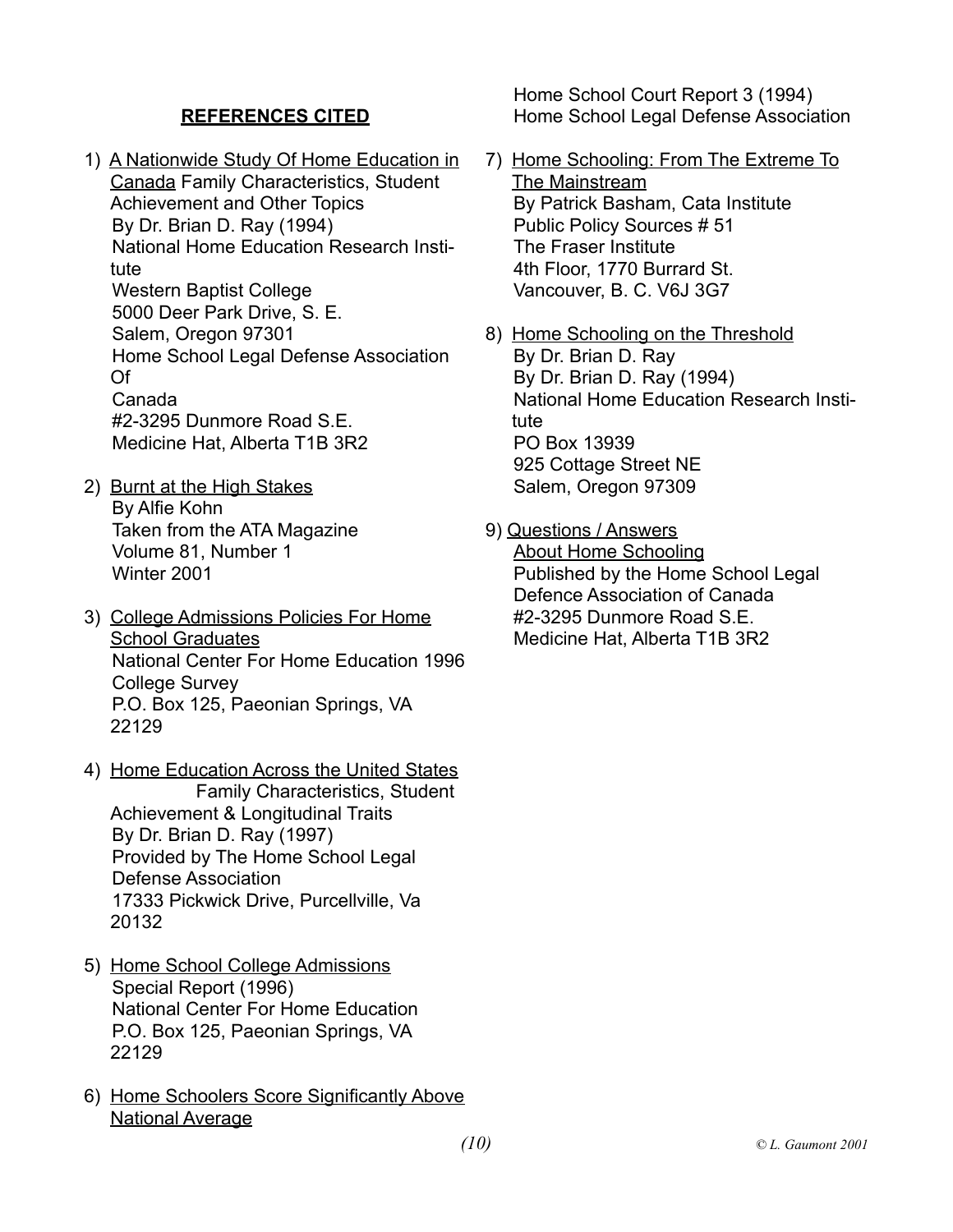## REFERENCES CITED

1) A Nationwide Study Of Home Education in Canada Family Characteristics, Student Achievement and Other Topics
   By Dr. Brian D. Ray (1994)
   National Home Education Research Institute
   Western Baptist College
   5000 Deer Park Drive, S. E.
   Salem, Oregon 97301
   Home School Legal Defense Association Of
   Canada
   #2-3295 Dunmore Road S.E.
   Medicine Hat, Alberta T1B 3R2

2) Burnt at the High Stakes
   By Alfie Kohn
   Taken from the ATA Magazine
   Volume 81, Number 1
   Winter 2001

3) College Admissions Policies For Home School Graduates
   National Center For Home Education 1996 College Survey
   P.O. Box 125, Paeonian Springs, VA 22129

4) Home Education Across the United States
   Family Characteristics, Student Achievement & Longitudinal Traits
   By Dr. Brian D. Ray (1997)
   Provided by The Home School Legal Defense Association
   17333 Pickwick Drive, Purcellville, Va 20132

5) Home School College Admissions
   Special Report (1996)
   National Center For Home Education
   P.O. Box 125, Paeonian Springs, VA 22129

6) Home Schoolers Score Significantly Above National Average
   Home School Court Report 3 (1994)
   Home School Legal Defense Association

7) Home Schooling: From The Extreme To The Mainstream
   By Patrick Basham, Cata Institute
   Public Policy Sources # 51
   The Fraser Institute
   4th Floor, 1770 Burrard St.
   Vancouver, B. C. V6J 3G7

8) Home Schooling on the Threshold
   By Dr. Brian D. Ray
   By Dr. Brian D. Ray (1994)
   National Home Education Research Institute
   PO Box 13939
   925 Cottage Street NE
   Salem, Oregon 97309

9) Questions / Answers About Home Schooling
   Published by the Home School Legal Defence Association of Canada
   #2-3295 Dunmore Road S.E.
   Medicine Hat, Alberta T1B 3R2

© L. Gaumont 2001